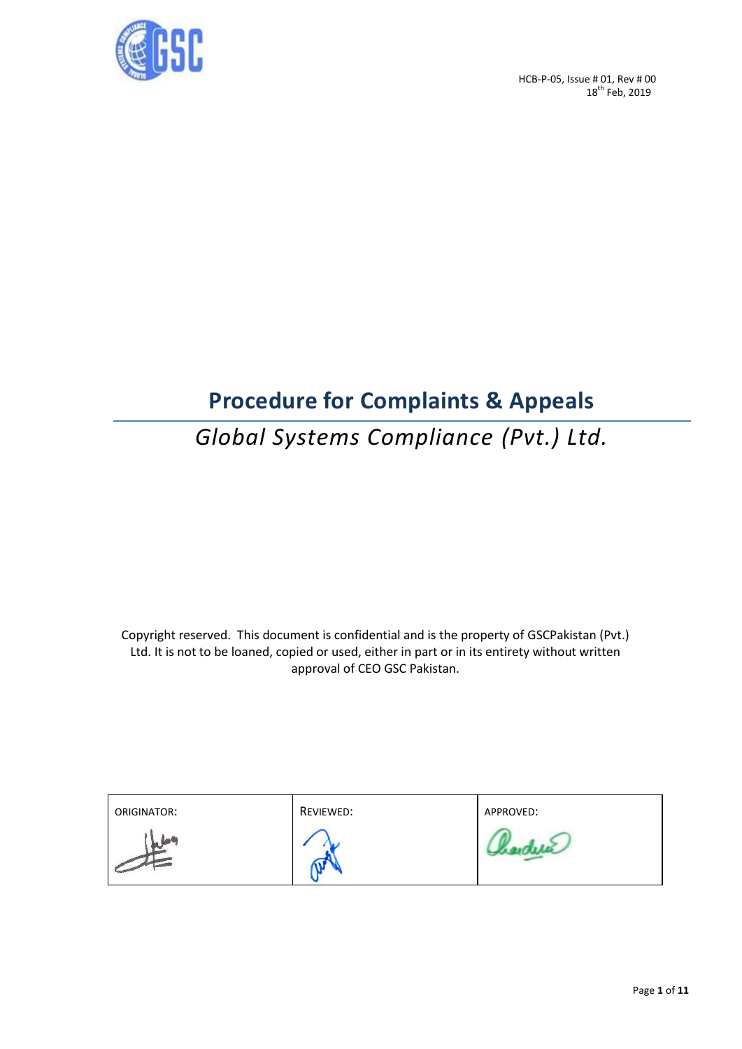HCB-P-05, Issue # 01, Rev # 00
18th Feb, 2019

# Procedure for Complaints & Appeals

## *Global Systems Compliance (Pvt.) Ltd.*

Copyright reserved. This document is confidential and is the property of GSCPakistan (Pvt.) Ltd. It is not to be loaned, copied or used, either in part or in its entirety without written approval of CEO GSC Pakistan.

| ORIGINATOR: | REVIEWED: | APPROVED: |
| --- | --- | --- |
| | | |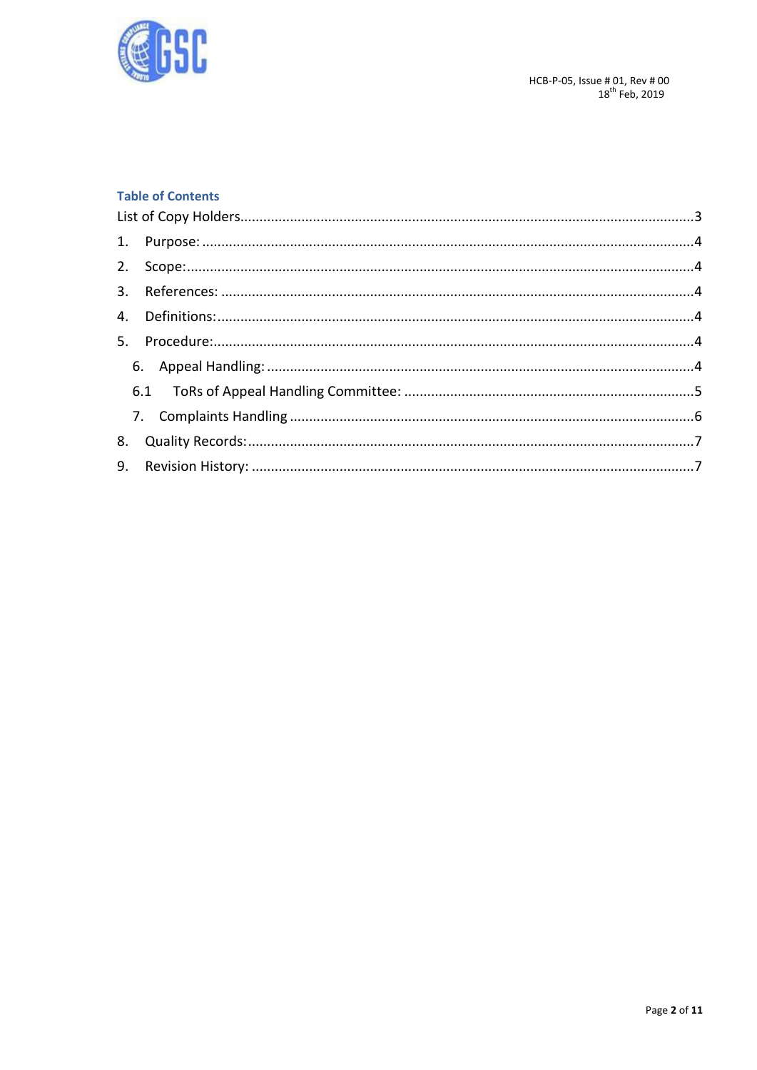## Table of Contents

List of Copy Holders....................3

1. Purpose: ....................4
2. Scope:....................4
3. References: ....................4
4. Definitions:....................4
5. Procedure:....................4
   6. Appeal Handling: ....................4
   6.1 ToRs of Appeal Handling Committee: ....................5
   7. Complaints Handling ....................6
8. Quality Records:....................7
9. Revision History: ....................7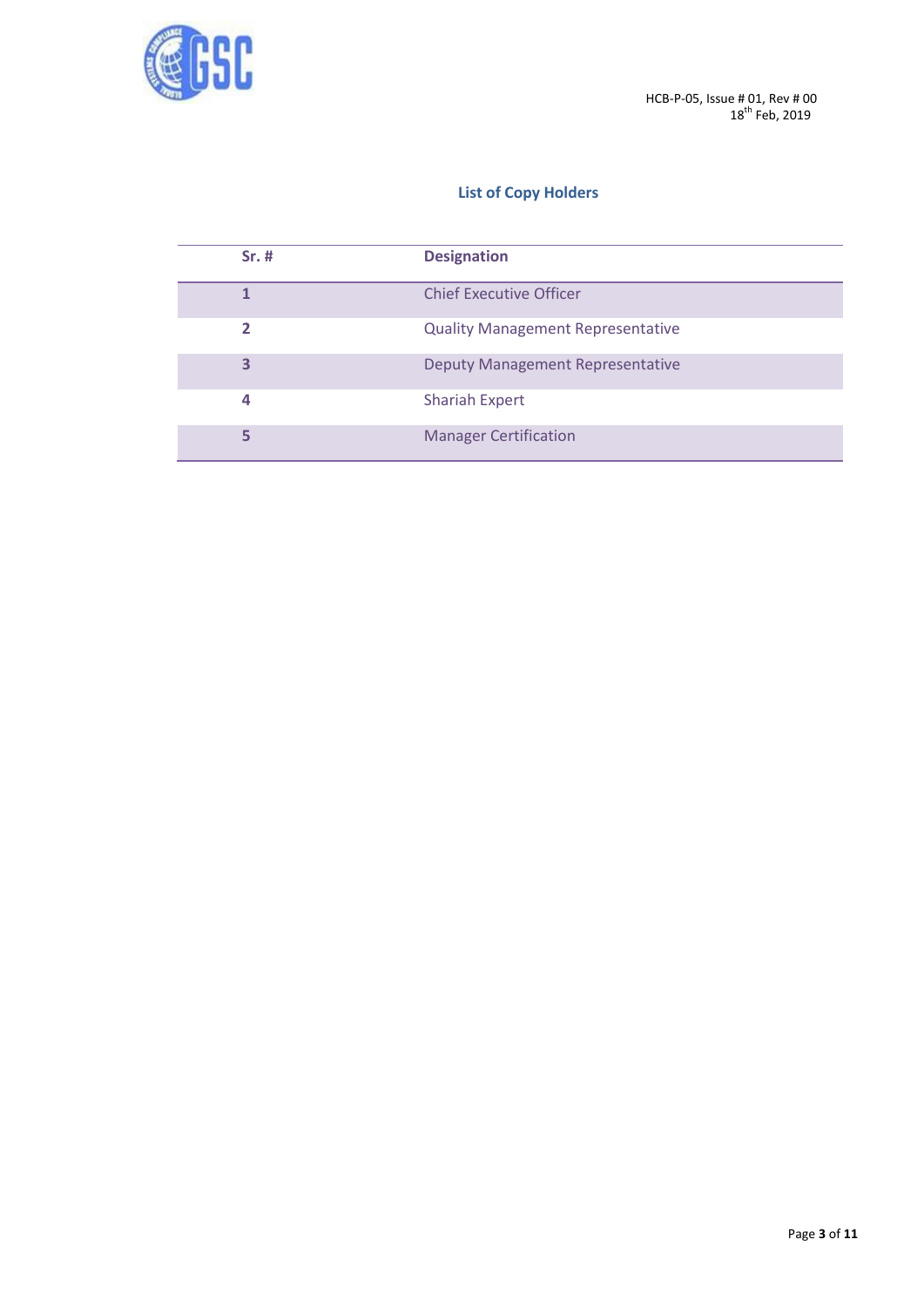## List of Copy Holders

| Sr. # | Designation |
|---|---|
| 1 | Chief Executive Officer |
| 2 | Quality Management Representative |
| 3 | Deputy Management Representative |
| 4 | Shariah Expert |
| 5 | Manager Certification |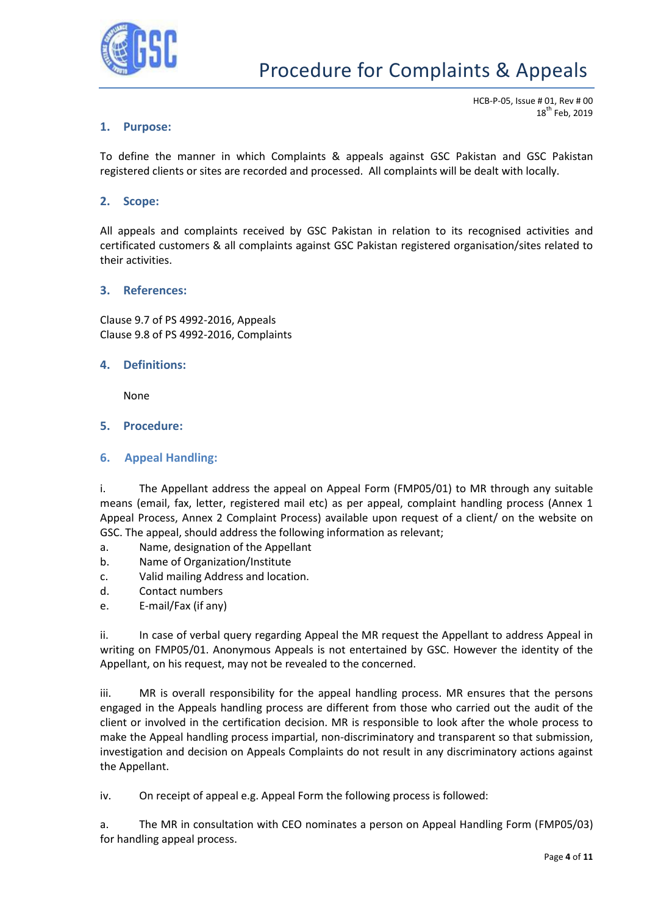HCB-P-05, Issue # 01, Rev # 00
18th Feb, 2019

## 1. Purpose:

To define the manner in which Complaints & appeals against GSC Pakistan and GSC Pakistan registered clients or sites are recorded and processed. All complaints will be dealt with locally.

## 2. Scope:

All appeals and complaints received by GSC Pakistan in relation to its recognised activities and certificated customers & all complaints against GSC Pakistan registered organisation/sites related to their activities.

## 3. References:

Clause 9.7 of PS 4992-2016, Appeals
Clause 9.8 of PS 4992-2016, Complaints

## 4. Definitions:

None

## 5. Procedure:

## 6. Appeal Handling:

i. The Appellant address the appeal on Appeal Form (FMP05/01) to MR through any suitable means (email, fax, letter, registered mail etc) as per appeal, complaint handling process (Annex 1 Appeal Process, Annex 2 Complaint Process) available upon request of a client/ on the website on GSC. The appeal, should address the following information as relevant;

a. Name, designation of the Appellant
b. Name of Organization/Institute
c. Valid mailing Address and location.
d. Contact numbers
e. E-mail/Fax (if any)

ii. In case of verbal query regarding Appeal the MR request the Appellant to address Appeal in writing on FMP05/01. Anonymous Appeals is not entertained by GSC. However the identity of the Appellant, on his request, may not be revealed to the concerned.

iii. MR is overall responsibility for the appeal handling process. MR ensures that the persons engaged in the Appeals handling process are different from those who carried out the audit of the client or involved in the certification decision. MR is responsible to look after the whole process to make the Appeal handling process impartial, non-discriminatory and transparent so that submission, investigation and decision on Appeals Complaints do not result in any discriminatory actions against the Appellant.

iv. On receipt of appeal e.g. Appeal Form the following process is followed:

a. The MR in consultation with CEO nominates a person on Appeal Handling Form (FMP05/03) for handling appeal process.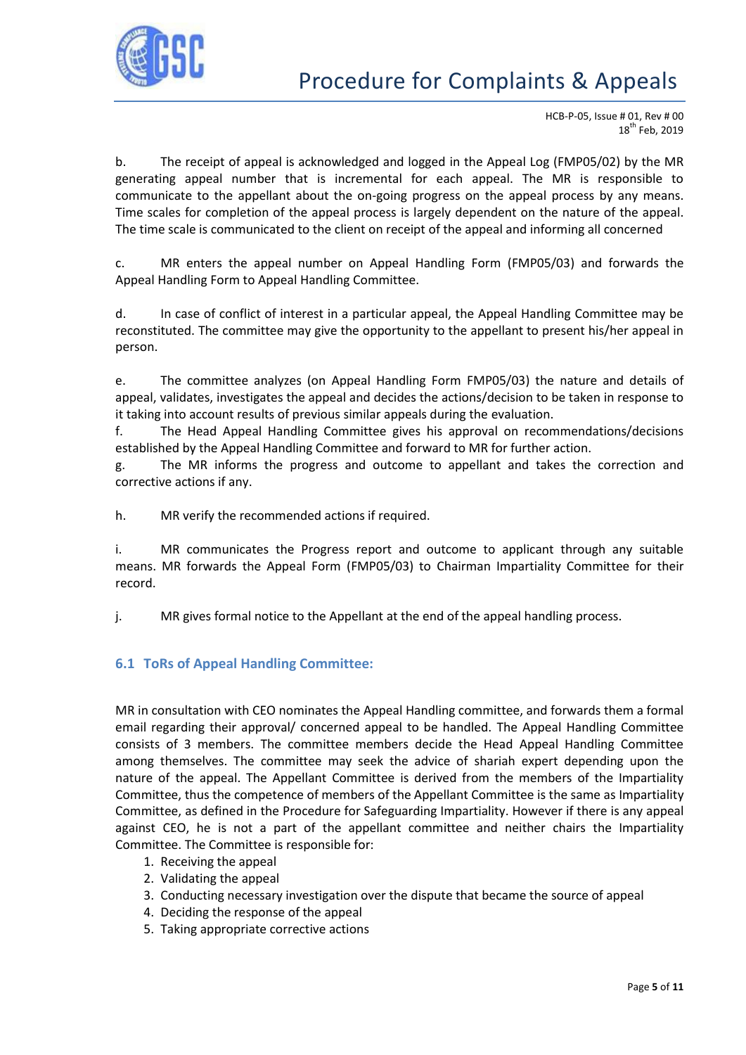b. The receipt of appeal is acknowledged and logged in the Appeal Log (FMP05/02) by the MR generating appeal number that is incremental for each appeal. The MR is responsible to communicate to the appellant about the on-going progress on the appeal process by any means. Time scales for completion of the appeal process is largely dependent on the nature of the appeal. The time scale is communicated to the client on receipt of the appeal and informing all concerned

c. MR enters the appeal number on Appeal Handling Form (FMP05/03) and forwards the Appeal Handling Form to Appeal Handling Committee.

d. In case of conflict of interest in a particular appeal, the Appeal Handling Committee may be reconstituted. The committee may give the opportunity to the appellant to present his/her appeal in person.

e. The committee analyzes (on Appeal Handling Form FMP05/03) the nature and details of appeal, validates, investigates the appeal and decides the actions/decision to be taken in response to it taking into account results of previous similar appeals during the evaluation.

f. The Head Appeal Handling Committee gives his approval on recommendations/decisions established by the Appeal Handling Committee and forward to MR for further action.

g. The MR informs the progress and outcome to appellant and takes the correction and corrective actions if any.

h. MR verify the recommended actions if required.

i. MR communicates the Progress report and outcome to applicant through any suitable means. MR forwards the Appeal Form (FMP05/03) to Chairman Impartiality Committee for their record.

j. MR gives formal notice to the Appellant at the end of the appeal handling process.

### 6.1 ToRs of Appeal Handling Committee:

MR in consultation with CEO nominates the Appeal Handling committee, and forwards them a formal email regarding their approval/ concerned appeal to be handled. The Appeal Handling Committee consists of 3 members. The committee members decide the Head Appeal Handling Committee among themselves. The committee may seek the advice of shariah expert depending upon the nature of the appeal. The Appellant Committee is derived from the members of the Impartiality Committee, thus the competence of members of the Appellant Committee is the same as Impartiality Committee, as defined in the Procedure for Safeguarding Impartiality. However if there is any appeal against CEO, he is not a part of the appellant committee and neither chairs the Impartiality Committee. The Committee is responsible for:

1. Receiving the appeal
2. Validating the appeal
3. Conducting necessary investigation over the dispute that became the source of appeal
4. Deciding the response of the appeal
5. Taking appropriate corrective actions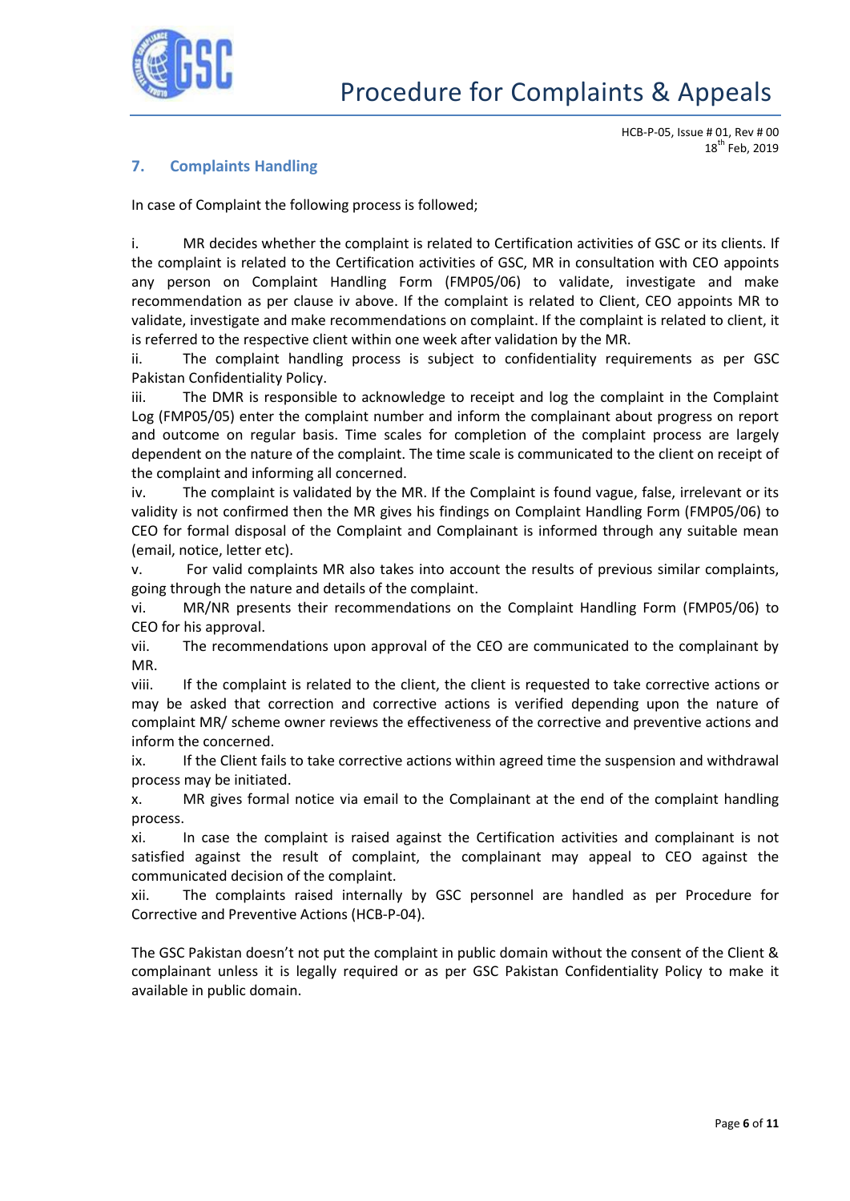## 7. Complaints Handling

In case of Complaint the following process is followed;

i. MR decides whether the complaint is related to Certification activities of GSC or its clients. If the complaint is related to the Certification activities of GSC, MR in consultation with CEO appoints any person on Complaint Handling Form (FMP05/06) to validate, investigate and make recommendation as per clause iv above. If the complaint is related to Client, CEO appoints MR to validate, investigate and make recommendations on complaint. If the complaint is related to client, it is referred to the respective client within one week after validation by the MR.

ii. The complaint handling process is subject to confidentiality requirements as per GSC Pakistan Confidentiality Policy.

iii. The DMR is responsible to acknowledge to receipt and log the complaint in the Complaint Log (FMP05/05) enter the complaint number and inform the complainant about progress on report and outcome on regular basis. Time scales for completion of the complaint process are largely dependent on the nature of the complaint. The time scale is communicated to the client on receipt of the complaint and informing all concerned.

iv. The complaint is validated by the MR. If the Complaint is found vague, false, irrelevant or its validity is not confirmed then the MR gives his findings on Complaint Handling Form (FMP05/06) to CEO for formal disposal of the Complaint and Complainant is informed through any suitable mean (email, notice, letter etc).

v. For valid complaints MR also takes into account the results of previous similar complaints, going through the nature and details of the complaint.

vi. MR/NR presents their recommendations on the Complaint Handling Form (FMP05/06) to CEO for his approval.

vii. The recommendations upon approval of the CEO are communicated to the complainant by MR.

viii. If the complaint is related to the client, the client is requested to take corrective actions or may be asked that correction and corrective actions is verified depending upon the nature of complaint MR/ scheme owner reviews the effectiveness of the corrective and preventive actions and inform the concerned.

ix. If the Client fails to take corrective actions within agreed time the suspension and withdrawal process may be initiated.

x. MR gives formal notice via email to the Complainant at the end of the complaint handling process.

xi. In case the complaint is raised against the Certification activities and complainant is not satisfied against the result of complaint, the complainant may appeal to CEO against the communicated decision of the complaint.

xii. The complaints raised internally by GSC personnel are handled as per Procedure for Corrective and Preventive Actions (HCB-P-04).

The GSC Pakistan doesn't not put the complaint in public domain without the consent of the Client & complainant unless it is legally required or as per GSC Pakistan Confidentiality Policy to make it available in public domain.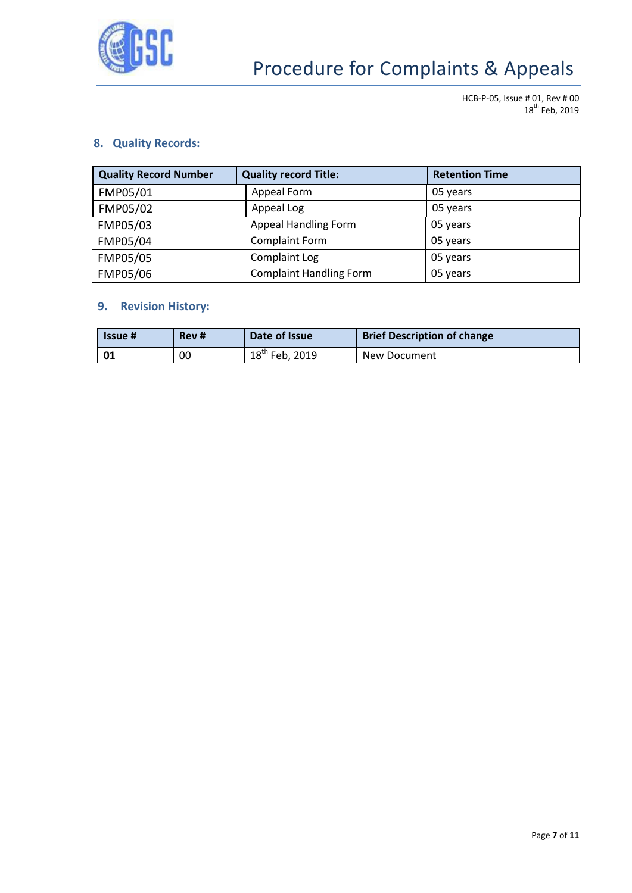## 8. Quality Records:

| Quality Record Number | Quality record Title: | Retention Time |
|---|---|---|
| FMP05/01 | Appeal Form | 05 years |
| FMP05/02 | Appeal Log | 05 years |
| FMP05/03 | Appeal Handling Form | 05 years |
| FMP05/04 | Complaint Form | 05 years |
| FMP05/05 | Complaint Log | 05 years |
| FMP05/06 | Complaint Handling Form | 05 years |

## 9. Revision History:

| Issue # | Rev # | Date of Issue | Brief Description of change |
|---|---|---|---|
| **01** | 00 | 18th Feb, 2019 | New Document |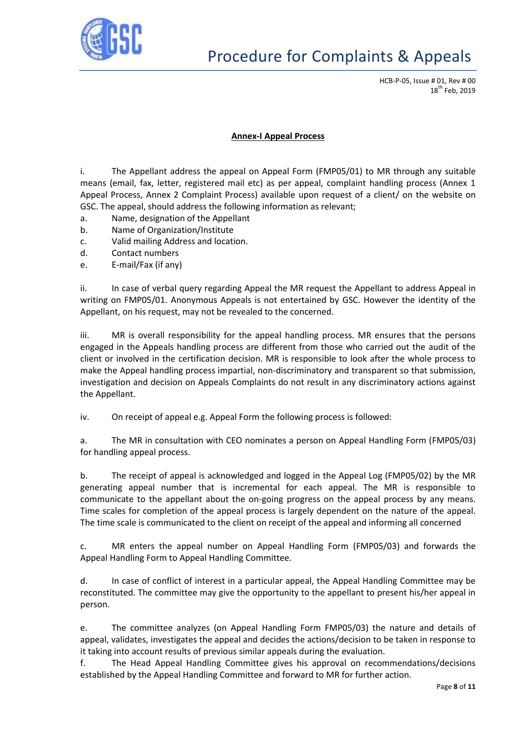## Annex-I Appeal Process

i. The Appellant address the appeal on Appeal Form (FMP05/01) to MR through any suitable means (email, fax, letter, registered mail etc) as per appeal, complaint handling process (Annex 1 Appeal Process, Annex 2 Complaint Process) available upon request of a client/ on the website on GSC. The appeal, should address the following information as relevant;

a. Name, designation of the Appellant
b. Name of Organization/Institute
c. Valid mailing Address and location.
d. Contact numbers
e. E-mail/Fax (if any)

ii. In case of verbal query regarding Appeal the MR request the Appellant to address Appeal in writing on FMP05/01. Anonymous Appeals is not entertained by GSC. However the identity of the Appellant, on his request, may not be revealed to the concerned.

iii. MR is overall responsibility for the appeal handling process. MR ensures that the persons engaged in the Appeals handling process are different from those who carried out the audit of the client or involved in the certification decision. MR is responsible to look after the whole process to make the Appeal handling process impartial, non-discriminatory and transparent so that submission, investigation and decision on Appeals Complaints do not result in any discriminatory actions against the Appellant.

iv. On receipt of appeal e.g. Appeal Form the following process is followed:

a. The MR in consultation with CEO nominates a person on Appeal Handling Form (FMP05/03) for handling appeal process.

b. The receipt of appeal is acknowledged and logged in the Appeal Log (FMP05/02) by the MR generating appeal number that is incremental for each appeal. The MR is responsible to communicate to the appellant about the on-going progress on the appeal process by any means. Time scales for completion of the appeal process is largely dependent on the nature of the appeal. The time scale is communicated to the client on receipt of the appeal and informing all concerned

c. MR enters the appeal number on Appeal Handling Form (FMP05/03) and forwards the Appeal Handling Form to Appeal Handling Committee.

d. In case of conflict of interest in a particular appeal, the Appeal Handling Committee may be reconstituted. The committee may give the opportunity to the appellant to present his/her appeal in person.

e. The committee analyzes (on Appeal Handling Form FMP05/03) the nature and details of appeal, validates, investigates the appeal and decides the actions/decision to be taken in response to it taking into account results of previous similar appeals during the evaluation.

f. The Head Appeal Handling Committee gives his approval on recommendations/decisions established by the Appeal Handling Committee and forward to MR for further action.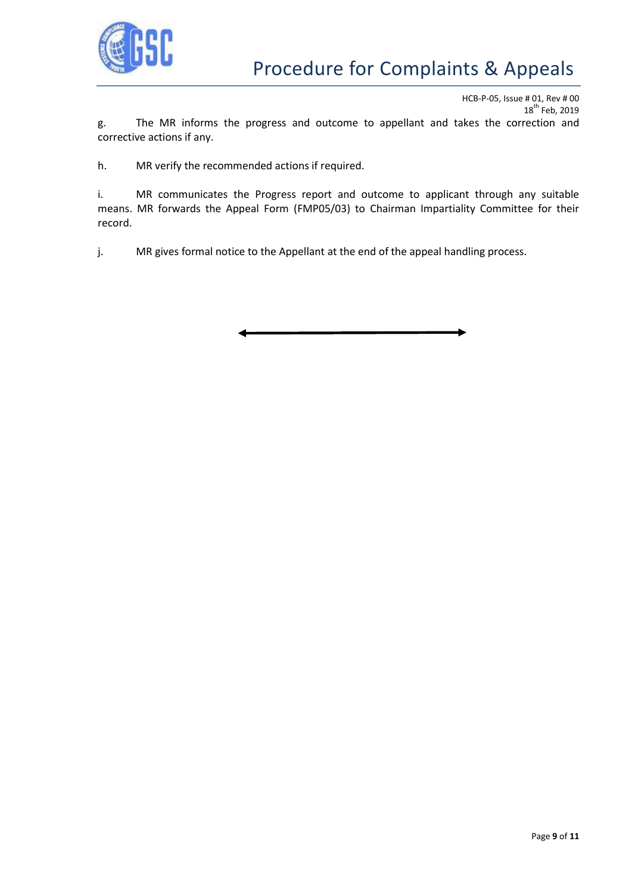g. The MR informs the progress and outcome to appellant and takes the correction and corrective actions if any.

h. MR verify the recommended actions if required.

i. MR communicates the Progress report and outcome to applicant through any suitable means. MR forwards the Appeal Form (FMP05/03) to Chairman Impartiality Committee for their record.

j. MR gives formal notice to the Appellant at the end of the appeal handling process.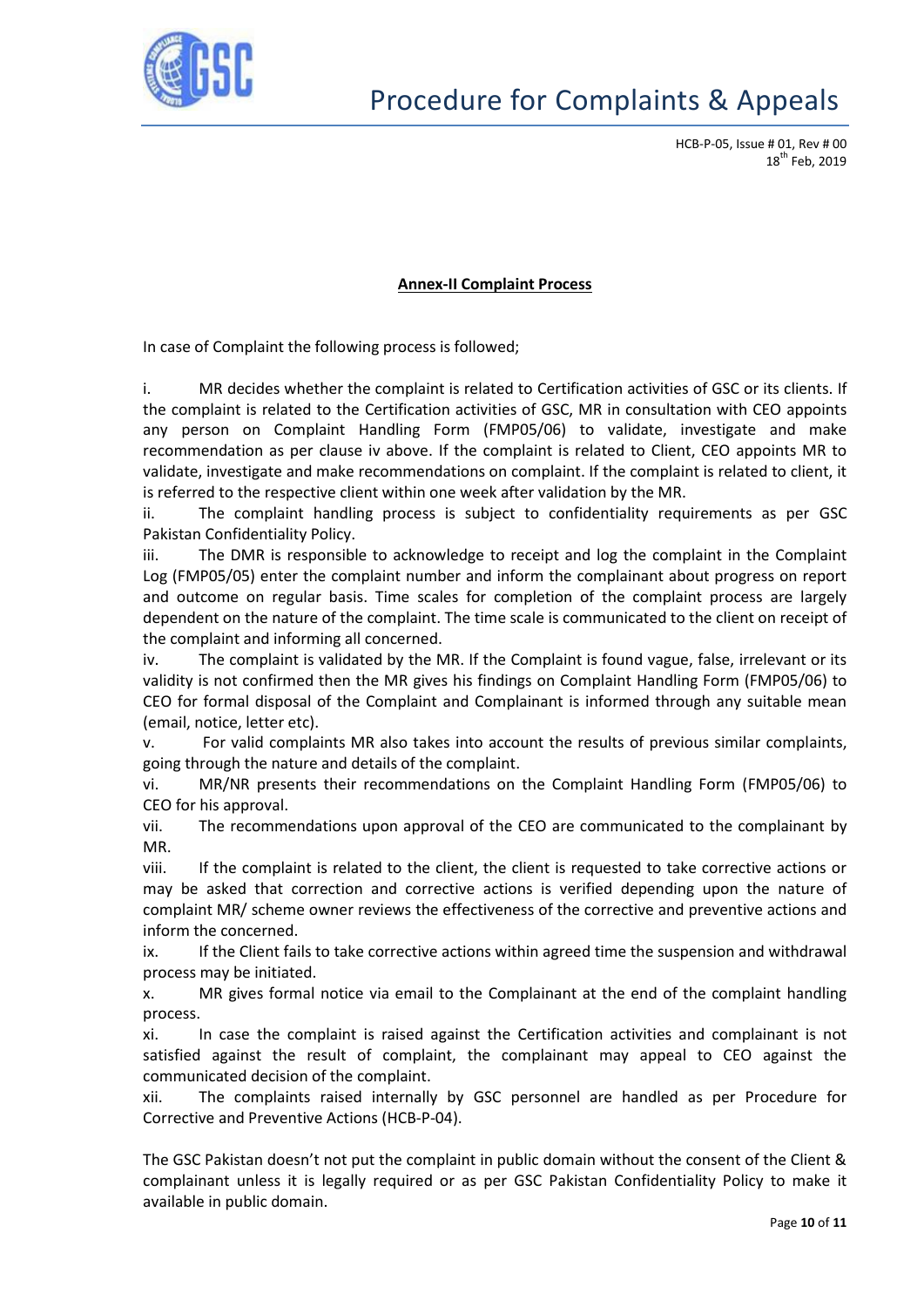## Annex-II Complaint Process

In case of Complaint the following process is followed;

i. MR decides whether the complaint is related to Certification activities of GSC or its clients. If the complaint is related to the Certification activities of GSC, MR in consultation with CEO appoints any person on Complaint Handling Form (FMP05/06) to validate, investigate and make recommendation as per clause iv above. If the complaint is related to Client, CEO appoints MR to validate, investigate and make recommendations on complaint. If the complaint is related to client, it is referred to the respective client within one week after validation by the MR.

ii. The complaint handling process is subject to confidentiality requirements as per GSC Pakistan Confidentiality Policy.

iii. The DMR is responsible to acknowledge to receipt and log the complaint in the Complaint Log (FMP05/05) enter the complaint number and inform the complainant about progress on report and outcome on regular basis. Time scales for completion of the complaint process are largely dependent on the nature of the complaint. The time scale is communicated to the client on receipt of the complaint and informing all concerned.

iv. The complaint is validated by the MR. If the Complaint is found vague, false, irrelevant or its validity is not confirmed then the MR gives his findings on Complaint Handling Form (FMP05/06) to CEO for formal disposal of the Complaint and Complainant is informed through any suitable mean (email, notice, letter etc).

v. For valid complaints MR also takes into account the results of previous similar complaints, going through the nature and details of the complaint.

vi. MR/NR presents their recommendations on the Complaint Handling Form (FMP05/06) to CEO for his approval.

vii. The recommendations upon approval of the CEO are communicated to the complainant by MR.

viii. If the complaint is related to the client, the client is requested to take corrective actions or may be asked that correction and corrective actions is verified depending upon the nature of complaint MR/ scheme owner reviews the effectiveness of the corrective and preventive actions and inform the concerned.

ix. If the Client fails to take corrective actions within agreed time the suspension and withdrawal process may be initiated.

x. MR gives formal notice via email to the Complainant at the end of the complaint handling process.

xi. In case the complaint is raised against the Certification activities and complainant is not satisfied against the result of complaint, the complainant may appeal to CEO against the communicated decision of the complaint.

xii. The complaints raised internally by GSC personnel are handled as per Procedure for Corrective and Preventive Actions (HCB-P-04).

The GSC Pakistan doesn't not put the complaint in public domain without the consent of the Client & complainant unless it is legally required or as per GSC Pakistan Confidentiality Policy to make it available in public domain.